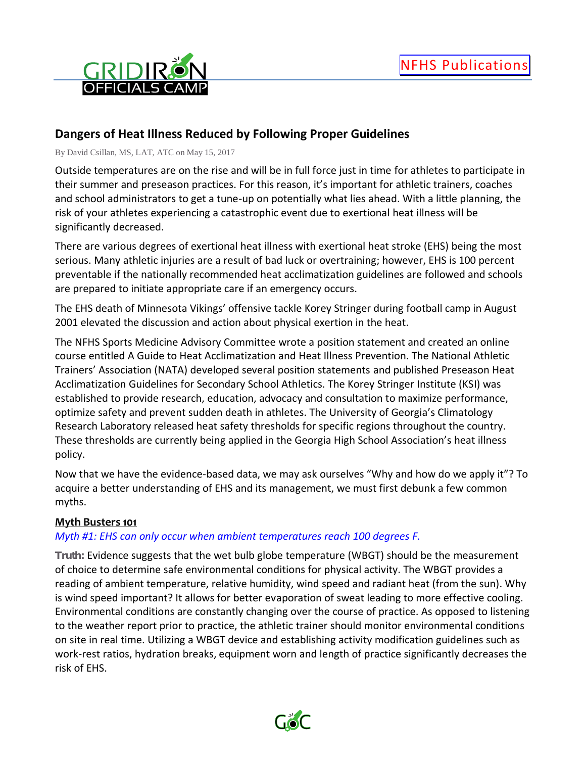NFHS Publications

## Dangers of Heat Illness Reduced by Following Proper Guidelines

By David Csillan, MS, LAT, ATC on May 15, 2017

Outside temperatures are on the rise and will be in full force just in time for athletes to participate in their summer and preseason practices. For this reason, it's important for athletic trainers, coaches and school administrators to get a tune-up on potentially what lies ahead. With a little planning, the risk of your athletes experiencing a catastrophic event due to exertional heat illness will be significantly decreased.

There are various degrees of exertional heat illness with exertional heat stroke (EHS) being the most serious. Many athletic injuries are a result of bad luck or overtraining; however, EHS is 100 percent preventable if the nationally recommended heat acclimatization guidelines are followed and schools are prepared to initiate appropriate care if an emergency occurs.

The EHS death of Minnesota Vikings' offensive tackle Korey Stringer during football camp in August 2001 elevated the discussion and action about physical exertion in the heat.

The NFHS Sports Medicine Advisory Committee wrote a position statement and created an online course entitled A Guide to Heat Acclimatization and Heat Illness Prevention. The National Athletic Trainers' Association (NATA) developed several position statements and published Preseason Heat Acclimatization Guidelines for Secondary School Athletics. The Korey Stringer Institute (KSI) was established to provide research, education, advocacy and consultation to maximize performance, optimize safety and prevent sudden death in athletes. The University of Georgia's Climatology Research Laboratory released heat safety thresholds for specific regions throughout the country. These thresholds are currently being applied in the Georgia High School Association's heat illness policy.

Now that we have the evidence-based data, we may ask ourselves "Why and how do we apply it"? To acquire a better understanding of EHS and its management, we must first debunk a few common myths.

### Myth Busters 101

*Myth #1: EHS can only occur when ambient temperatures reach 100 degrees F.*

**Truth:** Evidence suggests that the wet bulb globe temperature (WBGT) should be the measurement of choice to determine safe environmental conditions for physical activity. The WBGT provides a reading of ambient temperature, relative humidity, wind speed and radiant heat (from the sun). Why is wind speed important? It allows for better evaporation of sweat leading to more effective cooling. Environmental conditions are constantly changing over the course of practice. As opposed to listening to the weather report prior to practice, the athletic trainer should monitor environmental conditions on site in real time. Utilizing a WBGT device and establishing activity modification guidelines such as work-rest ratios, hydration breaks, equipment worn and length of practice significantly decreases the risk of EHS.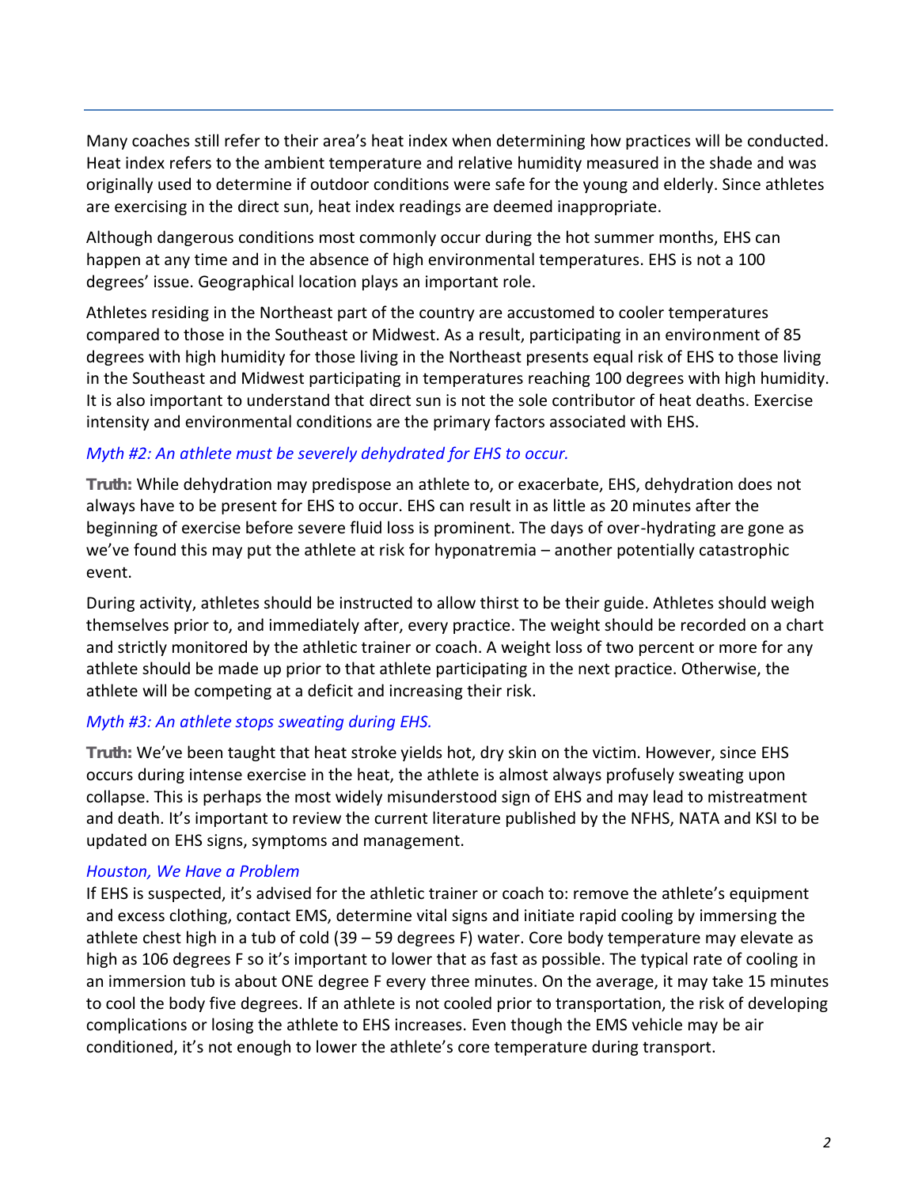Many coaches still refer to their area's heat index when determining how practices will be conducted. Heat index refers to the ambient temperature and relative humidity measured in the shade and was originally used to determine if outdoor conditions were safe for the young and elderly. Since athletes are exercising in the direct sun, heat index readings are deemed inappropriate.

Although dangerous conditions most commonly occur during the hot summer months, EHS can happen at any time and in the absence of high environmental temperatures. EHS is not a 100 degrees' issue. Geographical location plays an important role.

Athletes residing in the Northeast part of the country are accustomed to cooler temperatures compared to those in the Southeast or Midwest. As a result, participating in an environment of 85 degrees with high humidity for those living in the Northeast presents equal risk of EHS to those living in the Southeast and Midwest participating in temperatures reaching 100 degrees with high humidity. It is also important to understand that direct sun is not the sole contributor of heat deaths. Exercise intensity and environmental conditions are the primary factors associated with EHS.

### *Myth #2: An athlete must be severely dehydrated for EHS to occur.*

**Truth:** While dehydration may predispose an athlete to, or exacerbate, EHS, dehydration does not always have to be present for EHS to occur. EHS can result in as little as 20 minutes after the beginning of exercise before severe fluid loss is prominent. The days of over-hydrating are gone as we've found this may put the athlete at risk for hyponatremia – another potentially catastrophic event.

During activity, athletes should be instructed to allow thirst to be their guide. Athletes should weigh themselves prior to, and immediately after, every practice. The weight should be recorded on a chart and strictly monitored by the athletic trainer or coach. A weight loss of two percent or more for any athlete should be made up prior to that athlete participating in the next practice. Otherwise, the athlete will be competing at a deficit and increasing their risk.

### *Myth #3: An athlete stops sweating during EHS.*

**Truth:** We've been taught that heat stroke yields hot, dry skin on the victim. However, since EHS occurs during intense exercise in the heat, the athlete is almost always profusely sweating upon collapse. This is perhaps the most widely misunderstood sign of EHS and may lead to mistreatment and death. It's important to review the current literature published by the NFHS, NATA and KSI to be updated on EHS signs, symptoms and management.

### *Houston, We Have a Problem*

If EHS is suspected, it's advised for the athletic trainer or coach to: remove the athlete's equipment and excess clothing, contact EMS, determine vital signs and initiate rapid cooling by immersing the athlete chest high in a tub of cold (39 – 59 degrees F) water. Core body temperature may elevate as high as 106 degrees F so it's important to lower that as fast as possible. The typical rate of cooling in an immersion tub is about ONE degree F every three minutes. On the average, it may take 15 minutes to cool the body five degrees. If an athlete is not cooled prior to transportation, the risk of developing complications or losing the athlete to EHS increases. Even though the EMS vehicle may be air conditioned, it's not enough to lower the athlete's core temperature during transport.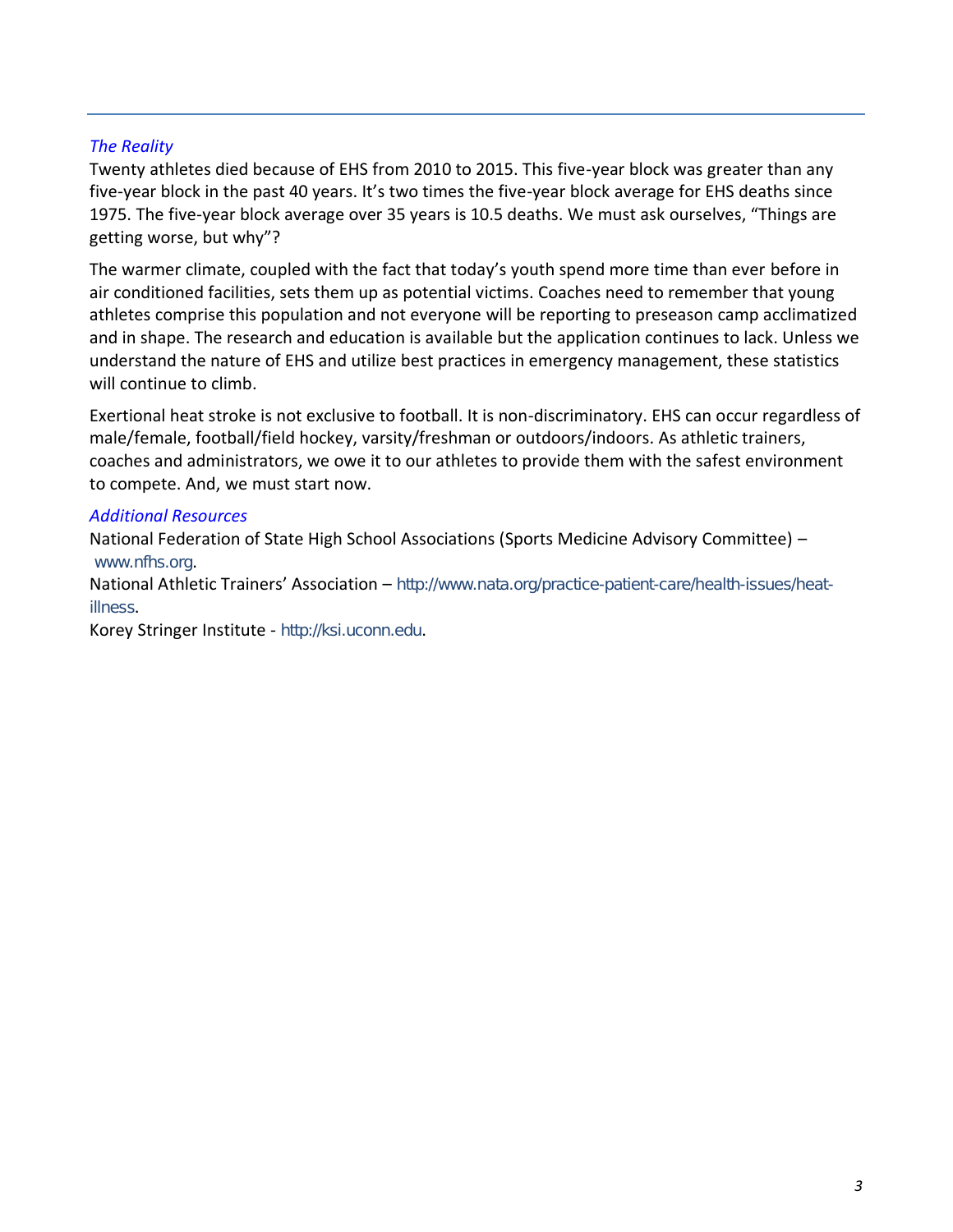### *The Reality*

Twenty athletes died because of EHS from 2010 to 2015. This five-year block was greater than any five-year block in the past 40 years. It's two times the five-year block average for EHS deaths since 1975. The five-year block average over 35 years is 10.5 deaths. We must ask ourselves, "Things are getting worse, but why"?

The warmer climate, coupled with the fact that today's youth spend more time than ever before in air conditioned facilities, sets them up as potential victims. Coaches need to remember that young athletes comprise this population and not everyone will be reporting to preseason camp acclimatized and in shape. The research and education is available but the application continues to lack. Unless we understand the nature of EHS and utilize best practices in emergency management, these statistics will continue to climb.

Exertional heat stroke is not exclusive to football. It is non-discriminatory. EHS can occur regardless of male/female, football/field hockey, varsity/freshman or outdoors/indoors. As athletic trainers, coaches and administrators, we owe it to our athletes to provide them with the safest environment to compete. And, we must start now.

### *Additional Resources*

National Federation of State High School Associations (Sports Medicine Advisory Committee) – www.nfhs.org.
National Athletic Trainers' Association – http://www.nata.org/practice-patient-care/health-issues/heat-illness.
Korey Stringer Institute - http://ksi.uconn.edu.